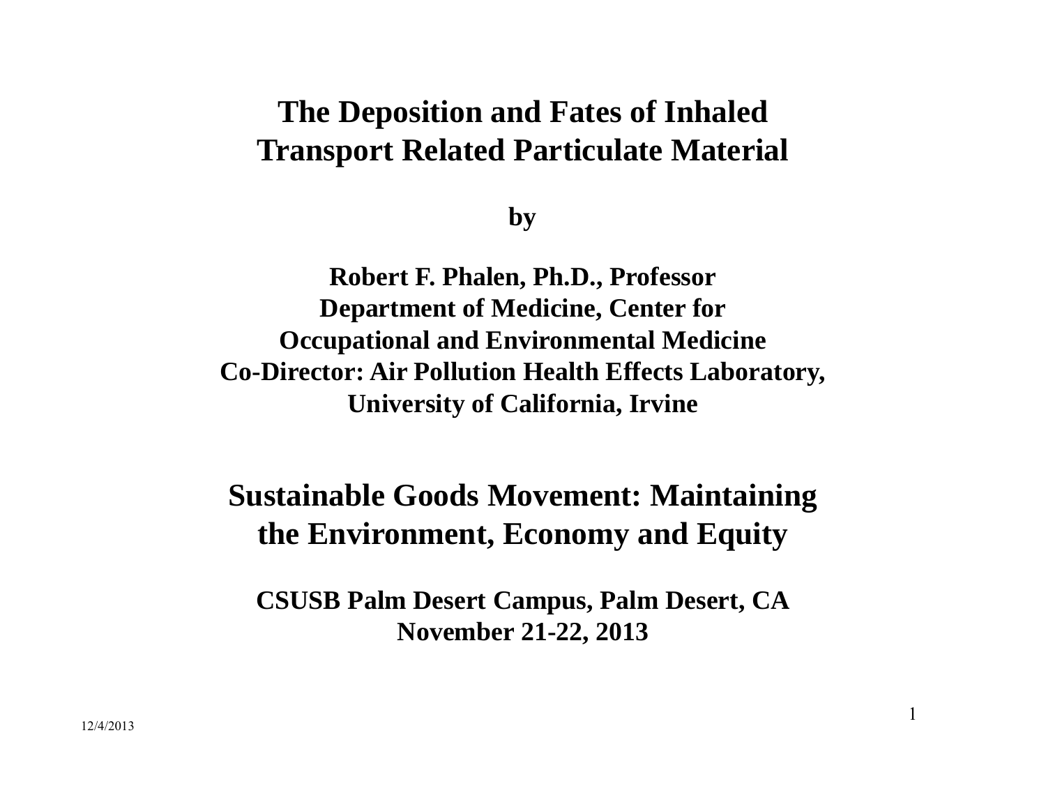# The Deposition and Fates of Inhaled Transport Related Particulate Material

**by**

**Robert F. Phalen, Ph.D., Professor**
**Department of Medicine, Center for Occupational and Environmental Medicine**
**Co-Director: Air Pollution Health Effects Laboratory, University of California, Irvine**

## Sustainable Goods Movement: Maintaining the Environment, Economy and Equity

**CSUSB Palm Desert Campus, Palm Desert, CA**
**November 21-22, 2013**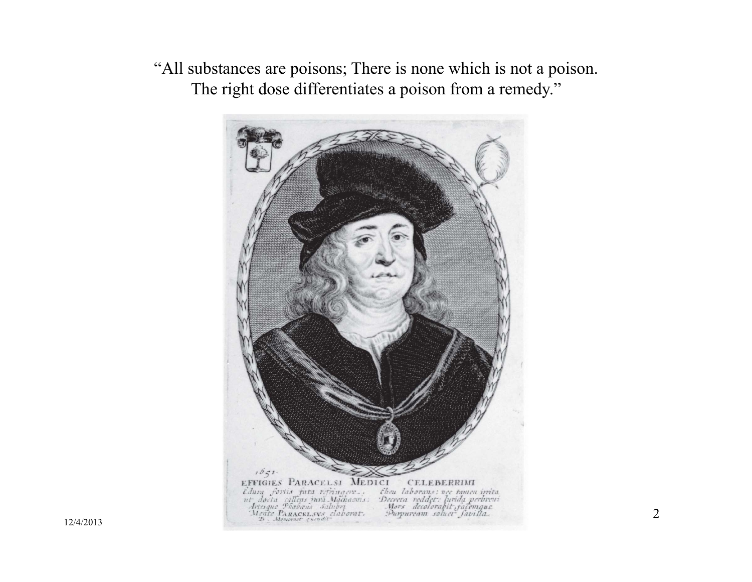"All substances are poisons; There is none which is not a poison. The right dose differentiates a poison from a remedy."

1651.

EFFIGIES PARACELSI MEDICI CELEBERRIMI

Edura fortis fata refringere, ut docta callens jura Machaonis; Artesque Phœbeas salubri Monte PARACELSVS elaborat.

Eheu laborans: nec tamen irrita Decreta reddet: lurida perbrevi Mors decolorabit, faciemque Purpuream soluet favilla.

B. Moncornet excudit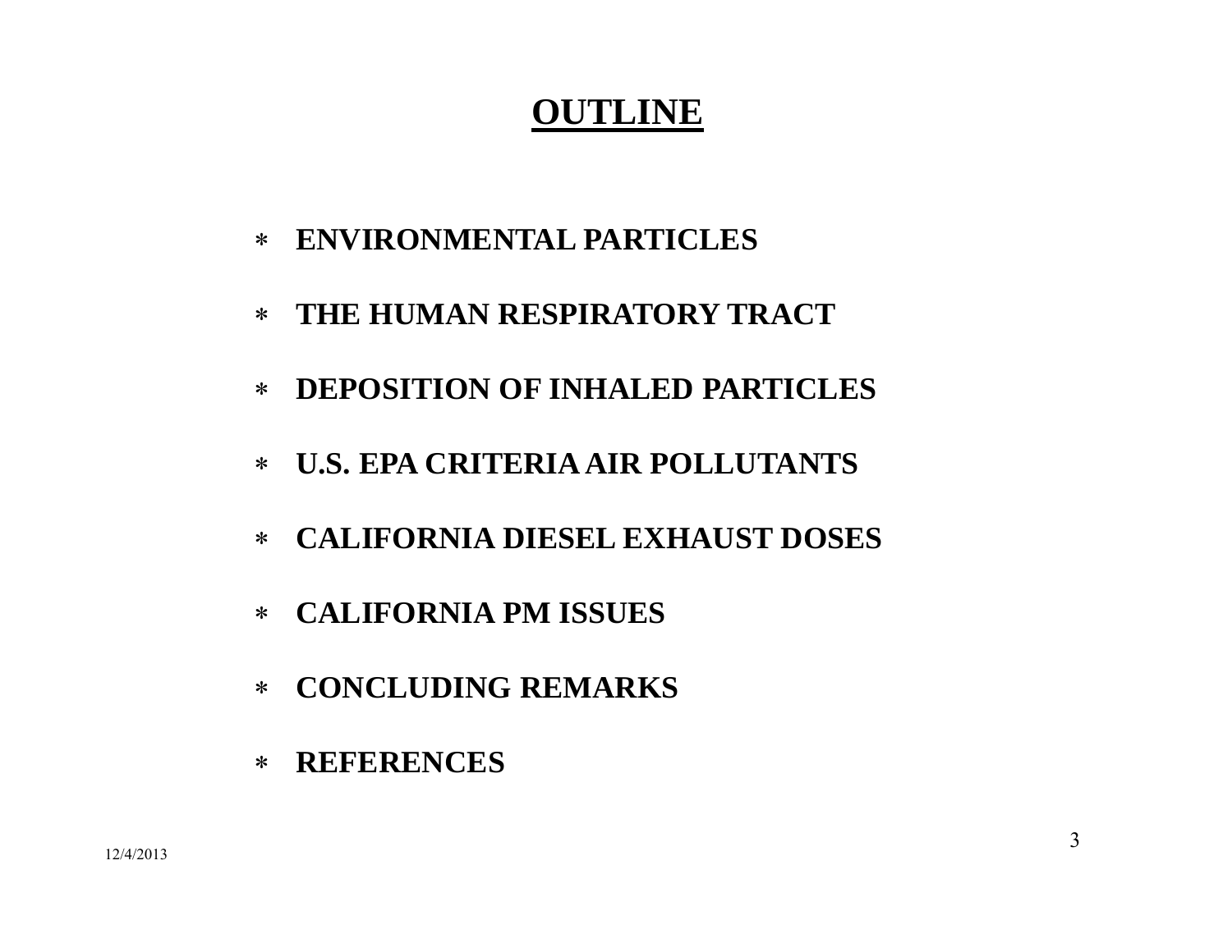# OUTLINE

- ENVIRONMENTAL PARTICLES
- THE HUMAN RESPIRATORY TRACT
- DEPOSITION OF INHALED PARTICLES
- U.S. EPA CRITERIA AIR POLLUTANTS
- CALIFORNIA DIESEL EXHAUST DOSES
- CALIFORNIA PM ISSUES
- CONCLUDING REMARKS
- REFERENCES

12/4/2013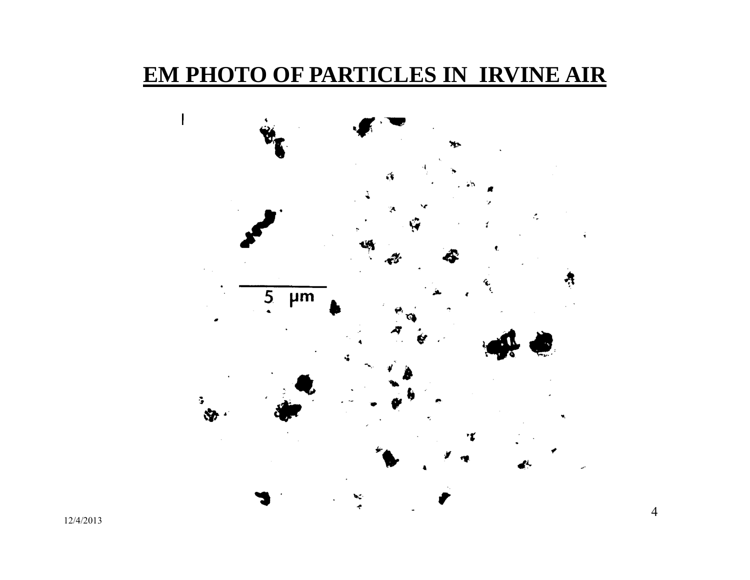# EM PHOTO OF PARTICLES IN IRVINE AIR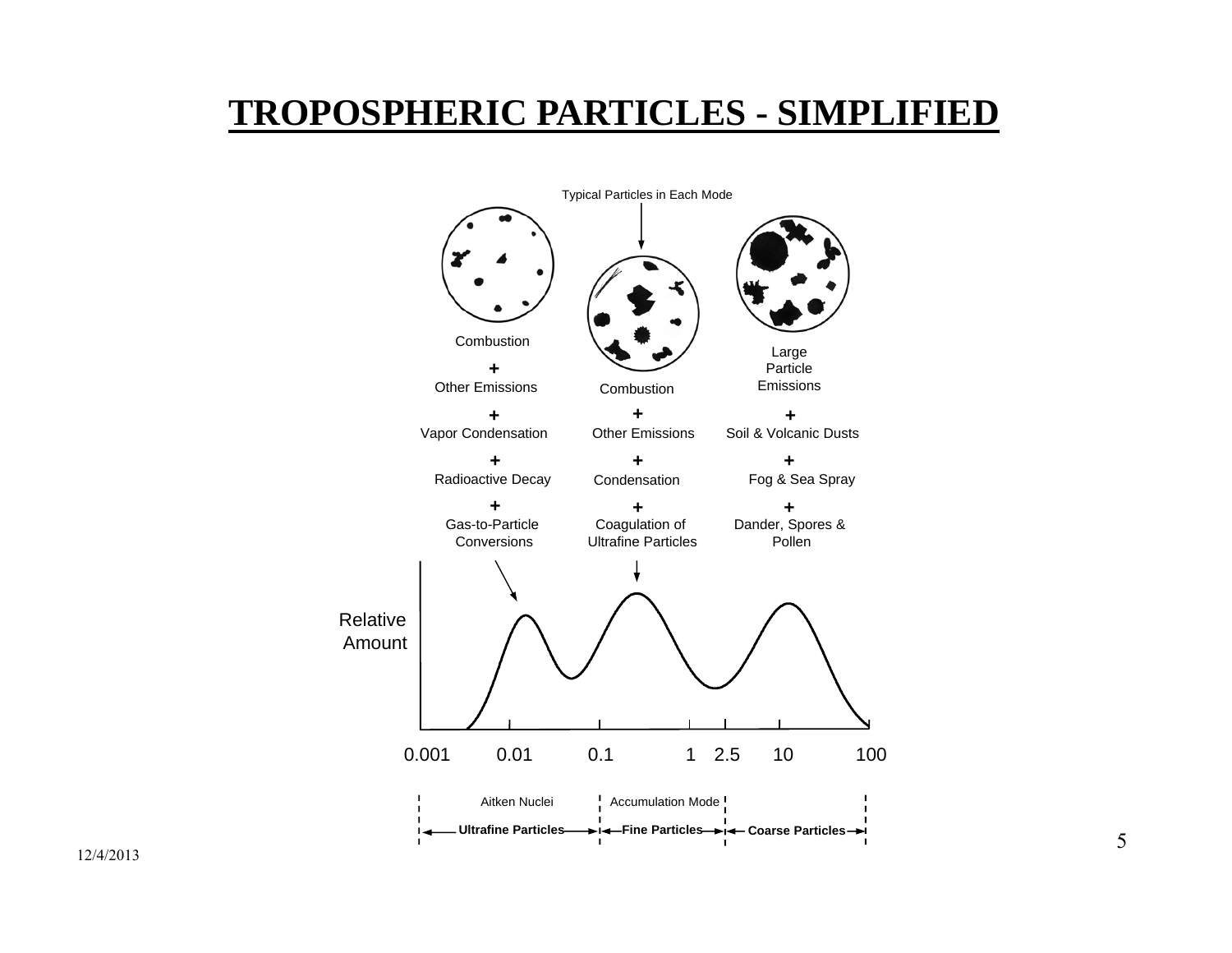# TROPOSPHERIC PARTICLES - SIMPLIFIED

Typical Particles in Each Mode

Combustion
+
Other Emissions
+
Vapor Condensation
+
Radioactive Decay
+
Gas-to-Particle Conversions

Combustion
+
Other Emissions
+
Condensation
+
Coagulation of Ultrafine Particles

Large Particle Emissions
+
Soil & Volcanic Dusts
+
Fog & Sea Spray
+
Dander, Spores & Pollen

Relative Amount

0.001 0.01 0.1 1 2.5 10 100

Aitken Nuclei | Accumulation Mode

Ultrafine Particles | Fine Particles | Coarse Particles

12/4/2013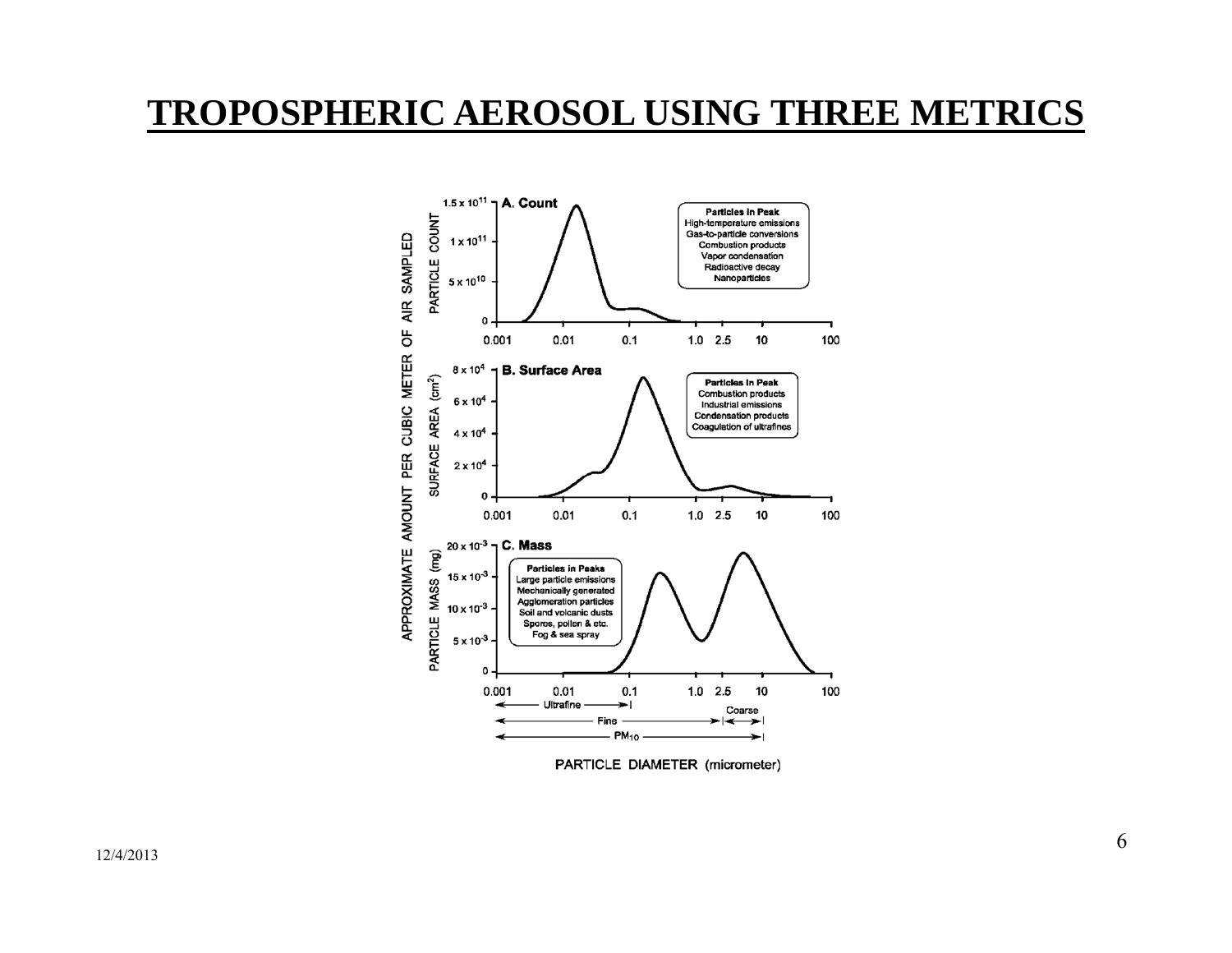# TROPOSPHERIC AEROSOL USING THREE METRICS

APPROXIMATE AMOUNT PER CUBIC METER OF AIR SAMPLED

**A. Count**

PARTICLE COUNT

**Particles in Peak**
- High-temperature emissions
- Gas-to-particle conversions
- Combustion products
- Vapor condensation
- Radioactive decay
- Nanoparticles

**B. Surface Area**

SURFACE AREA ($cm^2$)

**Particles in Peak**
- Combustion products
- Industrial emissions
- Condensation products
- Coagulation of ultrafines

**C. Mass**

PARTICLE MASS (mg)

**Particles in Peaks**
- Large particle emissions
- Mechanically generated
- Agglomeration particles
- Soil and volcanic dusts
- Spores, pollen & etc.
- Fog & sea spray

Ultrafine — Fine — Coarse — $PM_{10}$

PARTICLE DIAMETER (micrometer)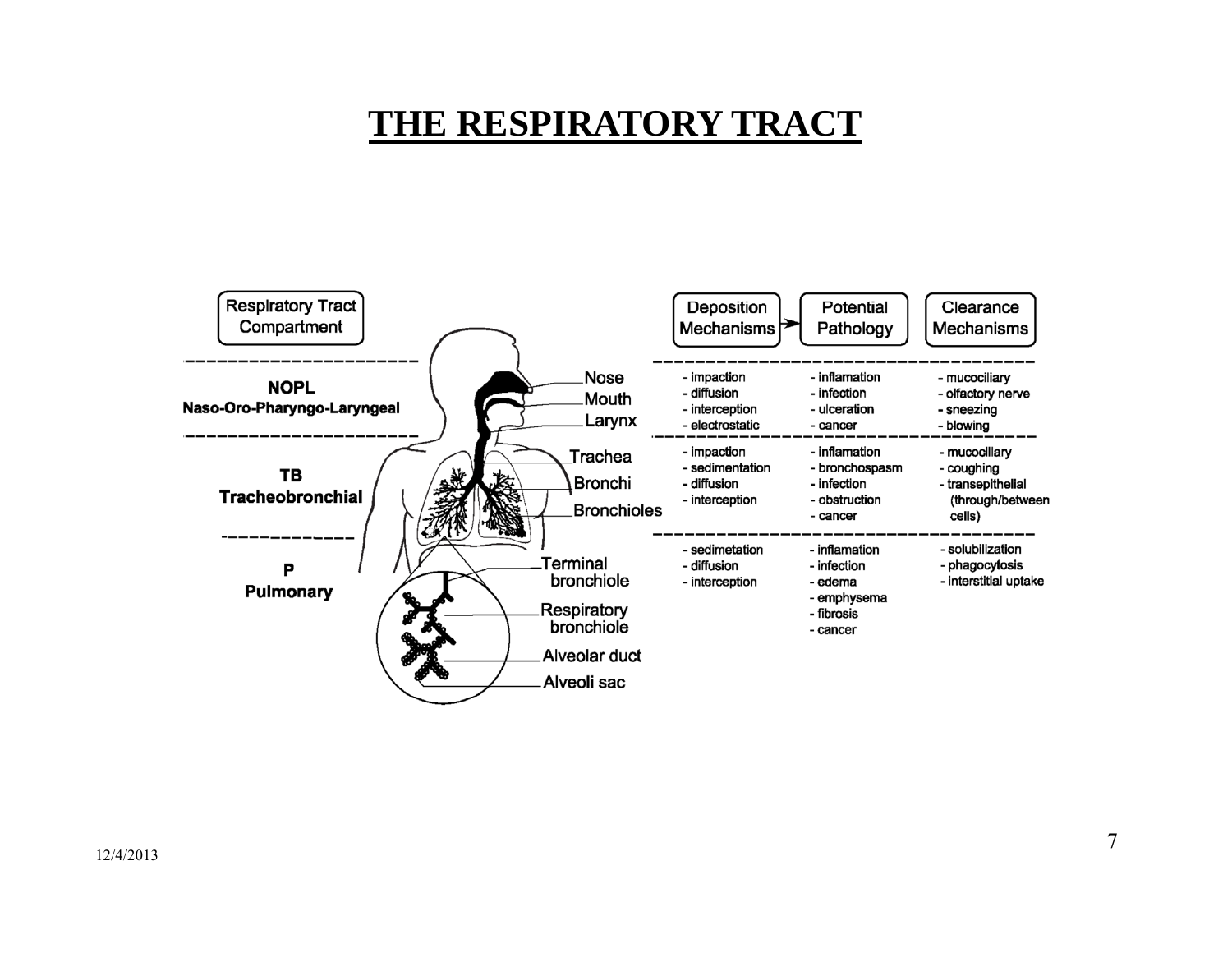# THE RESPIRATORY TRACT

| Respiratory Tract Compartment | Anatomy | Deposition Mechanisms | Potential Pathology | Clearance Mechanisms |
|---|---|---|---|---|
| **NOPL** Naso-Oro-Pharyngo-Laryngeal | Nose, Mouth, Larynx | - impaction<br>- diffusion<br>- interception<br>- electrostatic | - inflamation<br>- infection<br>- ulceration<br>- cancer | - mucociliary<br>- olfactory nerve<br>- sneezing<br>- blowing |
| **TB** Tracheobronchial | Trachea, Bronchi, Bronchioles | - impaction<br>- sedimentation<br>- diffusion<br>- interception | - inflamation<br>- bronchospasm<br>- infection<br>- obstruction<br>- cancer | - mucociliary<br>- coughing<br>- transepithelial (through/between cells) |
| **P** Pulmonary | Terminal bronchiole, Respiratory bronchiole, Alveolar duct, Alveoli sac | - sedimetation<br>- diffusion<br>- interception | - inflamation<br>- infection<br>- edema<br>- emphysema<br>- fibrosis<br>- cancer | - solubilization<br>- phagocytosis<br>- interstitial uptake |

12/4/2013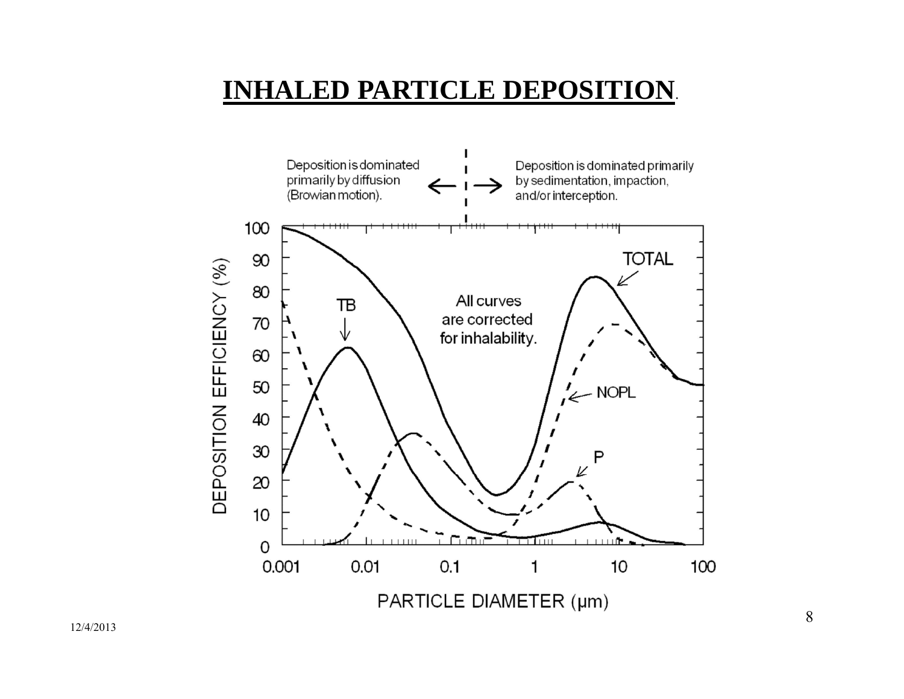# INHALED PARTICLE DEPOSITION.

Deposition is dominated primarily by diffusion (Browian motion).

Deposition is dominated primarily by sedimentation, impaction, and/or interception.

All curves are corrected for inhalability.

DEPOSITION EFFICIENCY (%)

PARTICLE DIAMETER (µm)

TOTAL

TB

NOPL

P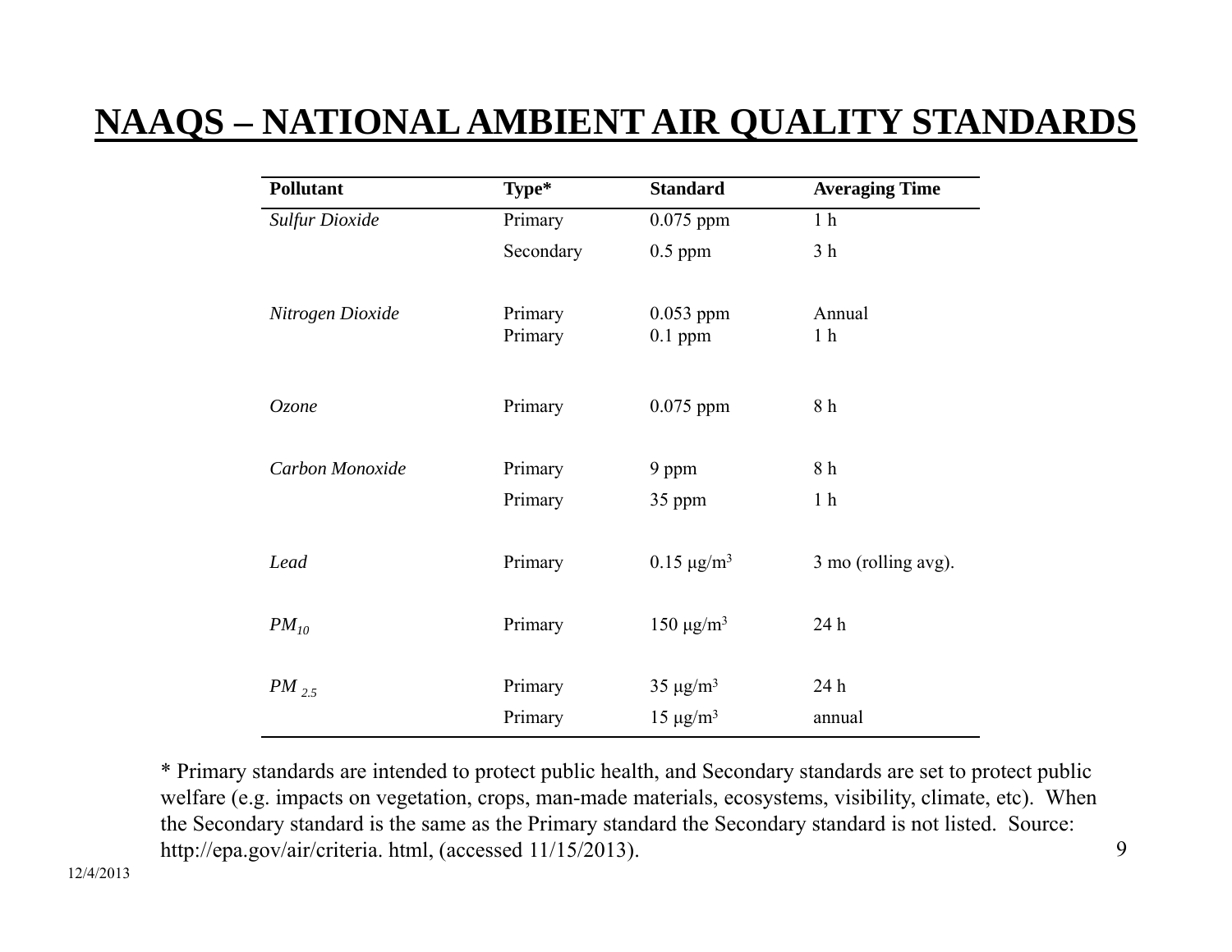# NAAQS – NATIONAL AMBIENT AIR QUALITY STANDARDS

| Pollutant | Type* | Standard | Averaging Time |
|---|---|---|---|
| *Sulfur Dioxide* | Primary | 0.075 ppm | 1 h |
| | Secondary | 0.5 ppm | 3 h |
| *Nitrogen Dioxide* | Primary | 0.053 ppm | Annual |
| | Primary | 0.1 ppm | 1 h |
| *Ozone* | Primary | 0.075 ppm | 8 h |
| *Carbon Monoxide* | Primary | 9 ppm | 8 h |
| | Primary | 35 ppm | 1 h |
| *Lead* | Primary | 0.15 μg/$m^3$ | 3 mo (rolling avg). |
| *$PM_{10}$* | Primary | 150 μg/$m^3$ | 24 h |
| *$PM_{2.5}$* | Primary | 35 μg/$m^3$ | 24 h |
| | Primary | 15 μg/$m^3$ | annual |

* Primary standards are intended to protect public health, and Secondary standards are set to protect public welfare (e.g. impacts on vegetation, crops, man-made materials, ecosystems, visibility, climate, etc). When the Secondary standard is the same as the Primary standard the Secondary standard is not listed. Source: http://epa.gov/air/criteria. html, (accessed 11/15/2013).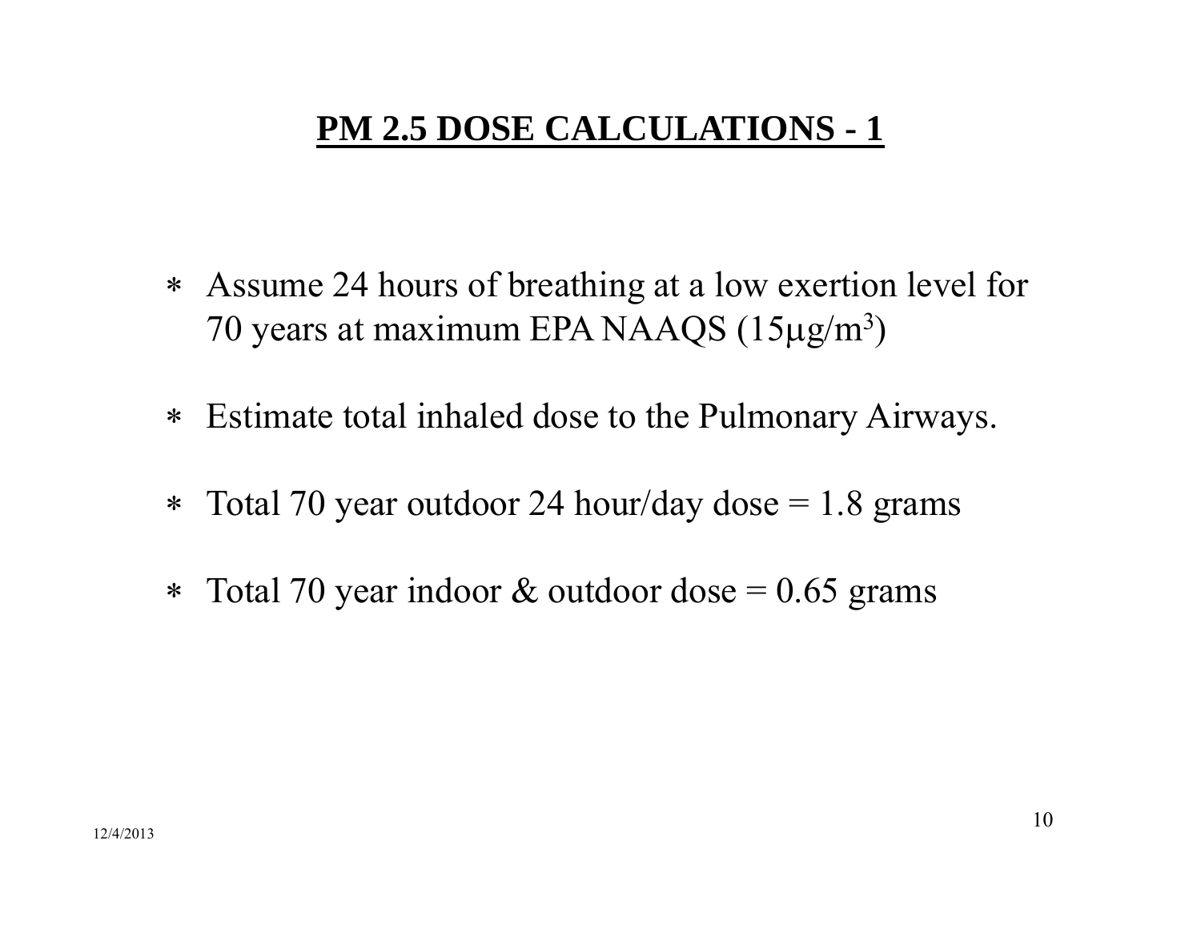# PM 2.5 DOSE CALCULATIONS - 1

- Assume 24 hours of breathing at a low exertion level for 70 years at maximum EPA NAAQS ($15 \mu g/m^3$)
- Estimate total inhaled dose to the Pulmonary Airways.
- Total 70 year outdoor 24 hour/day dose = 1.8 grams
- Total 70 year indoor & outdoor dose = 0.65 grams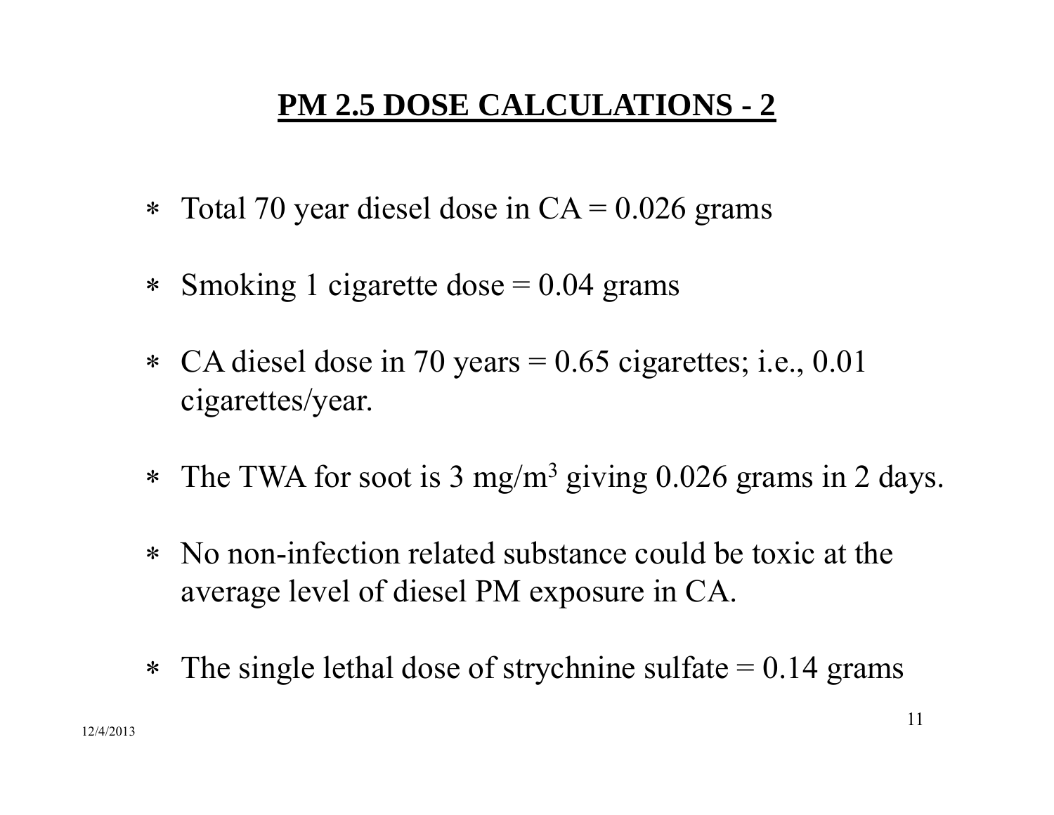## PM 2.5 DOSE CALCULATIONS - 2

- Total 70 year diesel dose in CA = 0.026 grams
- Smoking 1 cigarette dose = 0.04 grams
- CA diesel dose in 70 years = 0.65 cigarettes; i.e., 0.01 cigarettes/year.
- The TWA for soot is 3 $mg/m^3$ giving 0.026 grams in 2 days.
- No non-infection related substance could be toxic at the average level of diesel PM exposure in CA.
- The single lethal dose of strychnine sulfate = 0.14 grams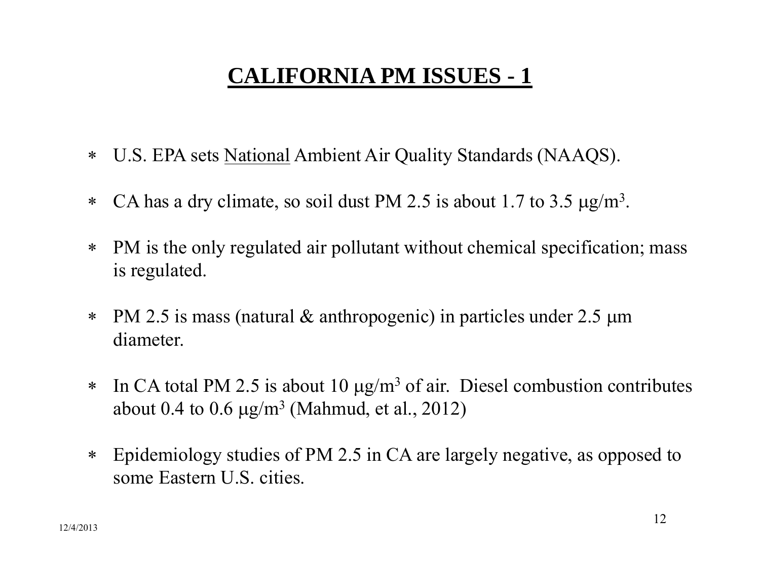# CALIFORNIA PM ISSUES - 1

- U.S. EPA sets National Ambient Air Quality Standards (NAAQS).
- CA has a dry climate, so soil dust PM 2.5 is about 1.7 to 3.5 $\mu g/m^3$.
- PM is the only regulated air pollutant without chemical specification; mass is regulated.
- PM 2.5 is mass (natural & anthropogenic) in particles under 2.5 $\mu m$ diameter.
- In CA total PM 2.5 is about 10 $\mu g/m^3$ of air. Diesel combustion contributes about 0.4 to 0.6 $\mu g/m^3$ (Mahmud, et al., 2012)
- Epidemiology studies of PM 2.5 in CA are largely negative, as opposed to some Eastern U.S. cities.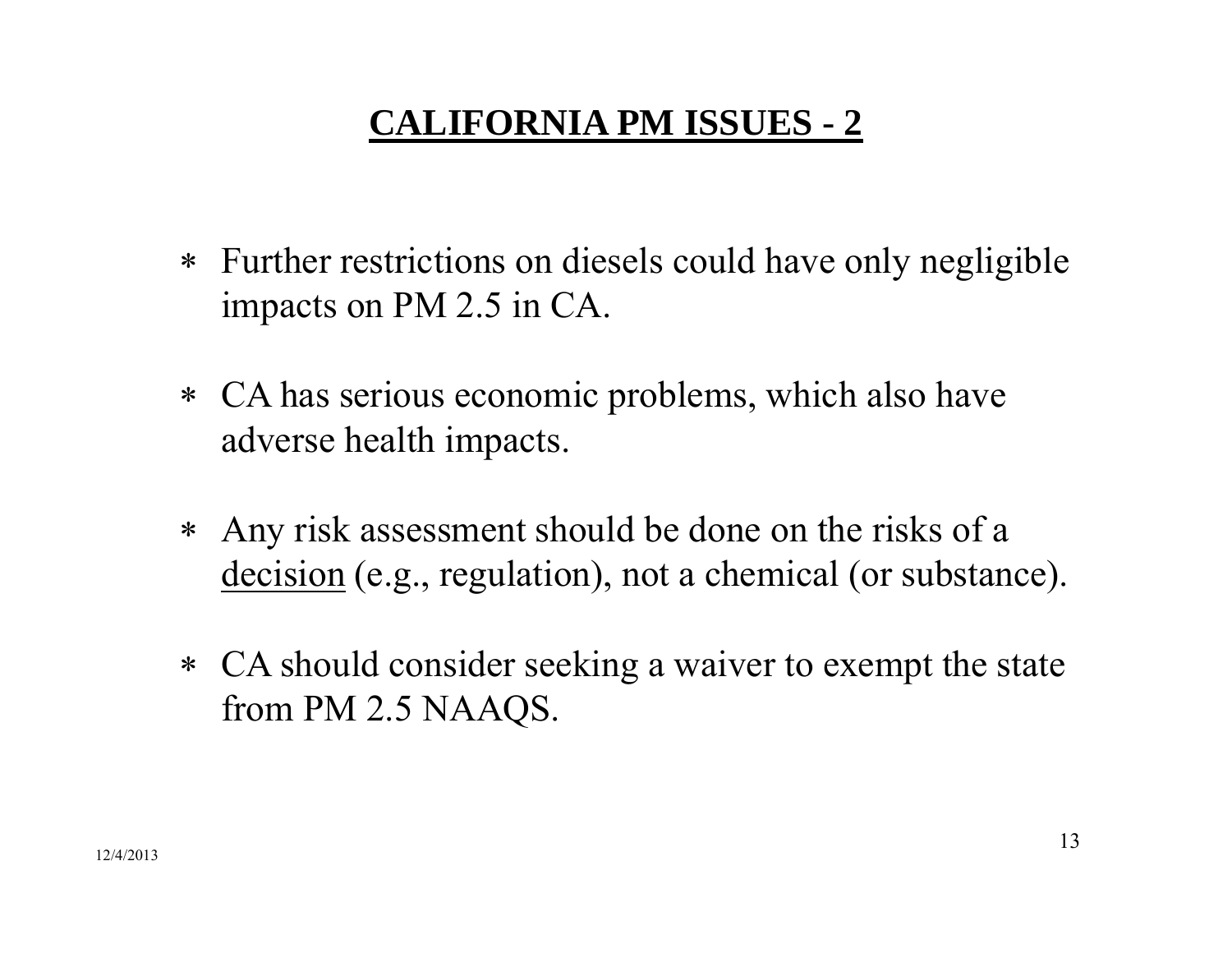# CALIFORNIA PM ISSUES - 2

- Further restrictions on diesels could have only negligible impacts on PM 2.5 in CA.
- CA has serious economic problems, which also have adverse health impacts.
- Any risk assessment should be done on the risks of a decision (e.g., regulation), not a chemical (or substance).
- CA should consider seeking a waiver to exempt the state from PM 2.5 NAAQS.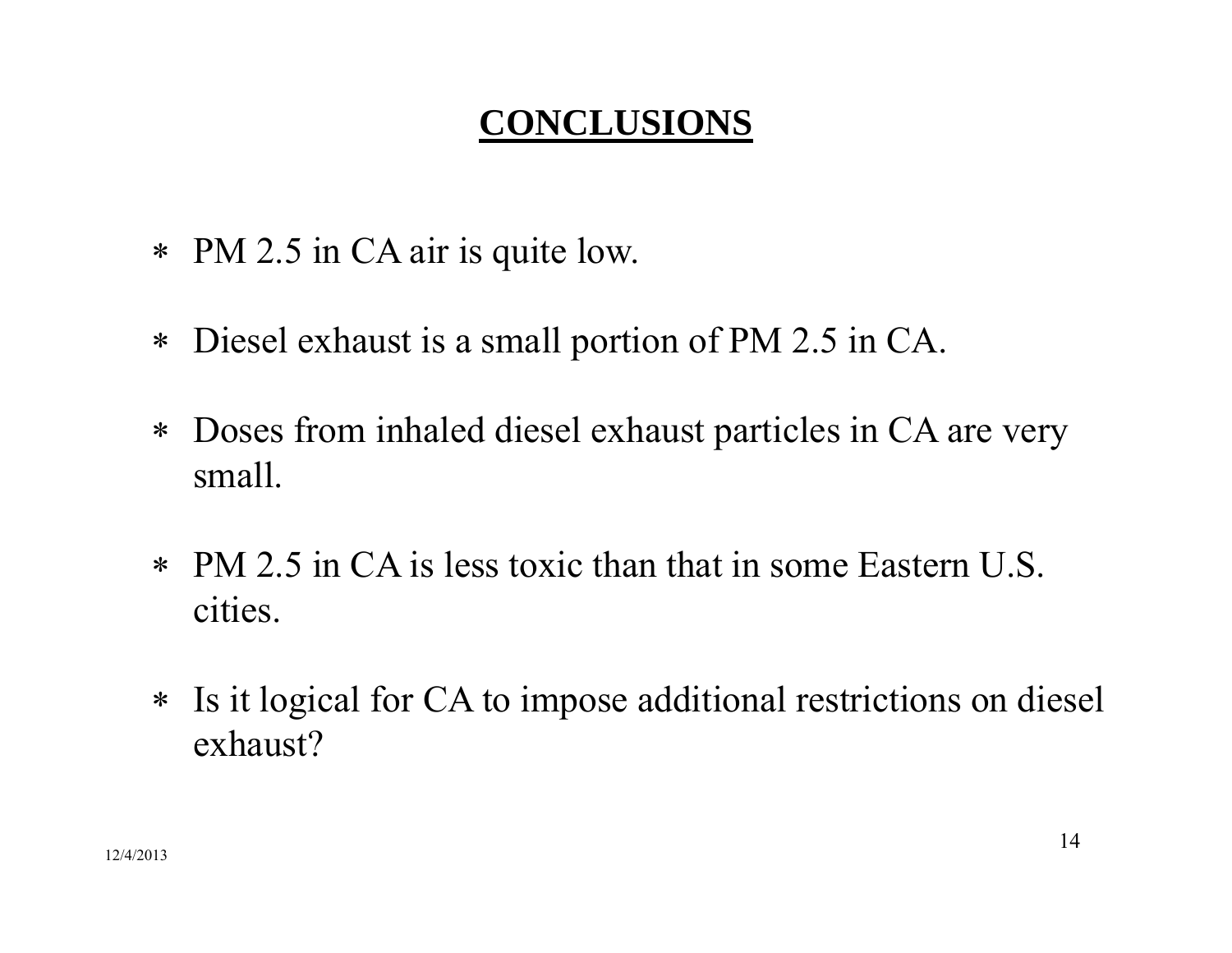# CONCLUSIONS

- PM 2.5 in CA air is quite low.
- Diesel exhaust is a small portion of PM 2.5 in CA.
- Doses from inhaled diesel exhaust particles in CA are very small.
- PM 2.5 in CA is less toxic than that in some Eastern U.S. cities.
- Is it logical for CA to impose additional restrictions on diesel exhaust?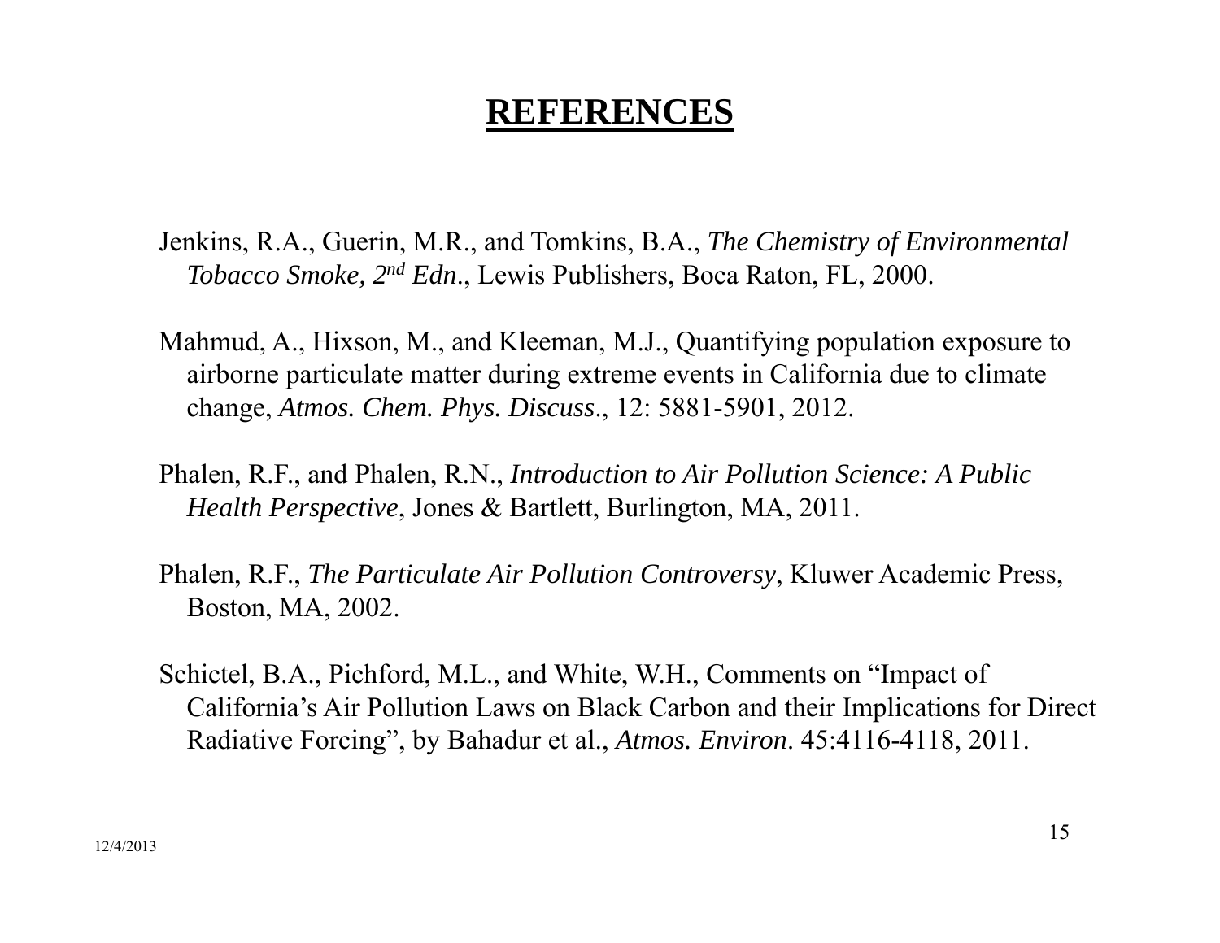# **REFERENCES**

Jenkins, R.A., Guerin, M.R., and Tomkins, B.A., *The Chemistry of Environmental Tobacco Smoke, 2nd Edn.*, Lewis Publishers, Boca Raton, FL, 2000.

Mahmud, A., Hixson, M., and Kleeman, M.J., Quantifying population exposure to airborne particulate matter during extreme events in California due to climate change, *Atmos. Chem. Phys. Discuss.*, 12: 5881-5901, 2012.

Phalen, R.F., and Phalen, R.N., *Introduction to Air Pollution Science: A Public Health Perspective*, Jones & Bartlett, Burlington, MA, 2011.

Phalen, R.F., *The Particulate Air Pollution Controversy*, Kluwer Academic Press, Boston, MA, 2002.

Schictel, B.A., Pichford, M.L., and White, W.H., Comments on "Impact of California's Air Pollution Laws on Black Carbon and their Implications for Direct Radiative Forcing", by Bahadur et al., *Atmos. Environ.* 45:4116-4118, 2011.